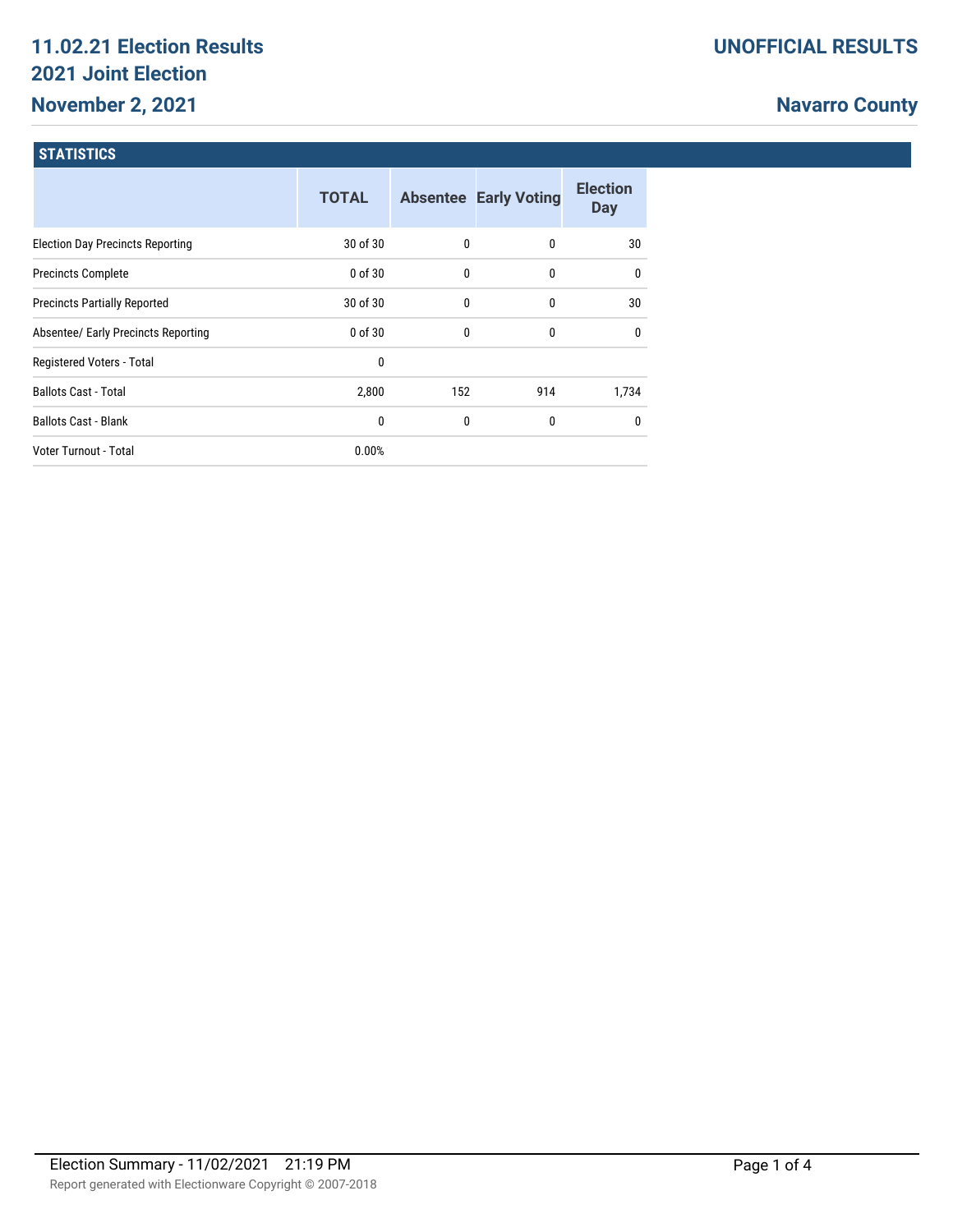# 11.02.21 Election Results
# 2021 Joint Election
# November 2, 2021

**UNOFFICIAL RESULTS**

**Navarro County**

## STATISTICS

| | TOTAL | Absentee | Early Voting | Election Day |
|---|---|---|---|---|
| Election Day Precincts Reporting | 30 of 30 | 0 | 0 | 30 |
| Precincts Complete | 0 of 30 | 0 | 0 | 0 |
| Precincts Partially Reported | 30 of 30 | 0 | 0 | 30 |
| Absentee/ Early Precincts Reporting | 0 of 30 | 0 | 0 | 0 |
| Registered Voters - Total | 0 | | | |
| Ballots Cast - Total | 2,800 | 152 | 914 | 1,734 |
| Ballots Cast - Blank | 0 | 0 | 0 | 0 |
| Voter Turnout - Total | 0.00% | | | |

Election Summary - 11/02/2021 21:19 PM

Report generated with Electionware Copyright © 2007-2018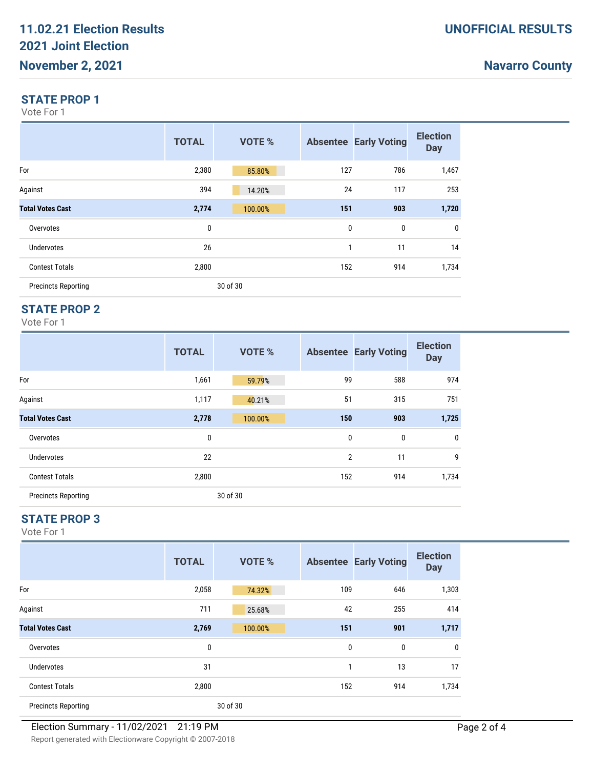## STATE PROP 1

Vote For 1

| | TOTAL | VOTE % | Absentee | Early Voting | Election Day |
|---|---|---|---|---|---|
| For | 2,380 | 85.80% | 127 | 786 | 1,467 |
| Against | 394 | 14.20% | 24 | 117 | 253 |
| **Total Votes Cast** | **2,774** | 100.00% | **151** | **903** | **1,720** |
| Overvotes | 0 | | 0 | 0 | 0 |
| Undervotes | 26 | | 1 | 11 | 14 |
| Contest Totals | 2,800 | | 152 | 914 | 1,734 |
| Precincts Reporting | | 30 of 30 | | | |

## STATE PROP 2

Vote For 1

| | TOTAL | VOTE % | Absentee | Early Voting | Election Day |
|---|---|---|---|---|---|
| For | 1,661 | 59.79% | 99 | 588 | 974 |
| Against | 1,117 | 40.21% | 51 | 315 | 751 |
| **Total Votes Cast** | **2,778** | 100.00% | **150** | **903** | **1,725** |
| Overvotes | 0 | | 0 | 0 | 0 |
| Undervotes | 22 | | 2 | 11 | 9 |
| Contest Totals | 2,800 | | 152 | 914 | 1,734 |
| Precincts Reporting | | 30 of 30 | | | |

## STATE PROP 3

Vote For 1

| | TOTAL | VOTE % | Absentee | Early Voting | Election Day |
|---|---|---|---|---|---|
| For | 2,058 | 74.32% | 109 | 646 | 1,303 |
| Against | 711 | 25.68% | 42 | 255 | 414 |
| **Total Votes Cast** | **2,769** | 100.00% | **151** | **901** | **1,717** |
| Overvotes | 0 | | 0 | 0 | 0 |
| Undervotes | 31 | | 1 | 13 | 17 |
| Contest Totals | 2,800 | | 152 | 914 | 1,734 |
| Precincts Reporting | | 30 of 30 | | | |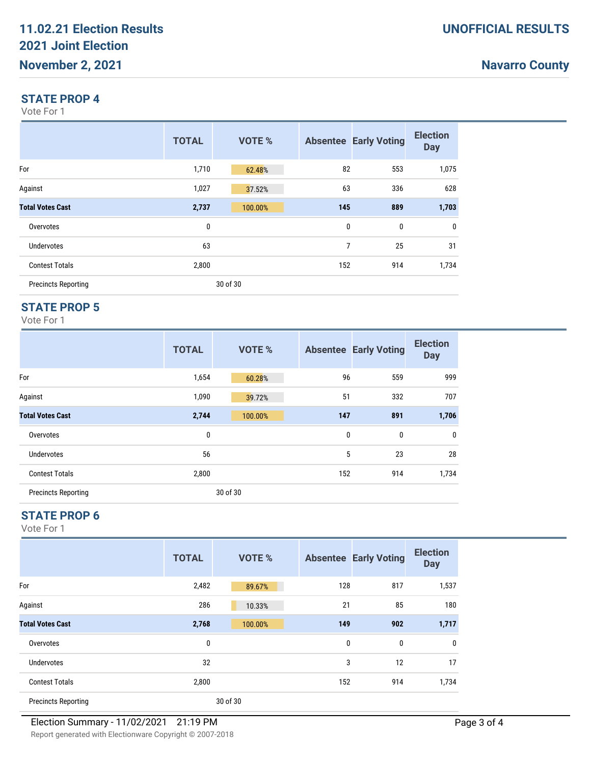# 11.02.21 Election Results
# 2021 Joint Election
# November 2, 2021

**UNOFFICIAL RESULTS**

**Navarro County**

## STATE PROP 4

Vote For 1

| | TOTAL | VOTE % | Absentee | Early Voting | Election Day |
|---|---|---|---|---|---|
| For | 1,710 | 62.48% | 82 | 553 | 1,075 |
| Against | 1,027 | 37.52% | 63 | 336 | 628 |
| **Total Votes Cast** | **2,737** | 100.00% | **145** | **889** | **1,703** |
| Overvotes | 0 | | 0 | 0 | 0 |
| Undervotes | 63 | | 7 | 25 | 31 |
| Contest Totals | 2,800 | | 152 | 914 | 1,734 |
| Precincts Reporting | | 30 of 30 | | | |

## STATE PROP 5

Vote For 1

| | TOTAL | VOTE % | Absentee | Early Voting | Election Day |
|---|---|---|---|---|---|
| For | 1,654 | 60.28% | 96 | 559 | 999 |
| Against | 1,090 | 39.72% | 51 | 332 | 707 |
| **Total Votes Cast** | **2,744** | 100.00% | **147** | **891** | **1,706** |
| Overvotes | 0 | | 0 | 0 | 0 |
| Undervotes | 56 | | 5 | 23 | 28 |
| Contest Totals | 2,800 | | 152 | 914 | 1,734 |
| Precincts Reporting | | 30 of 30 | | | |

## STATE PROP 6

Vote For 1

| | TOTAL | VOTE % | Absentee | Early Voting | Election Day |
|---|---|---|---|---|---|
| For | 2,482 | 89.67% | 128 | 817 | 1,537 |
| Against | 286 | 10.33% | 21 | 85 | 180 |
| **Total Votes Cast** | **2,768** | 100.00% | **149** | **902** | **1,717** |
| Overvotes | 0 | | 0 | 0 | 0 |
| Undervotes | 32 | | 3 | 12 | 17 |
| Contest Totals | 2,800 | | 152 | 914 | 1,734 |
| Precincts Reporting | | 30 of 30 | | | |

Election Summary - 11/02/2021 21:19 PM

Report generated with Electionware Copyright © 2007-2018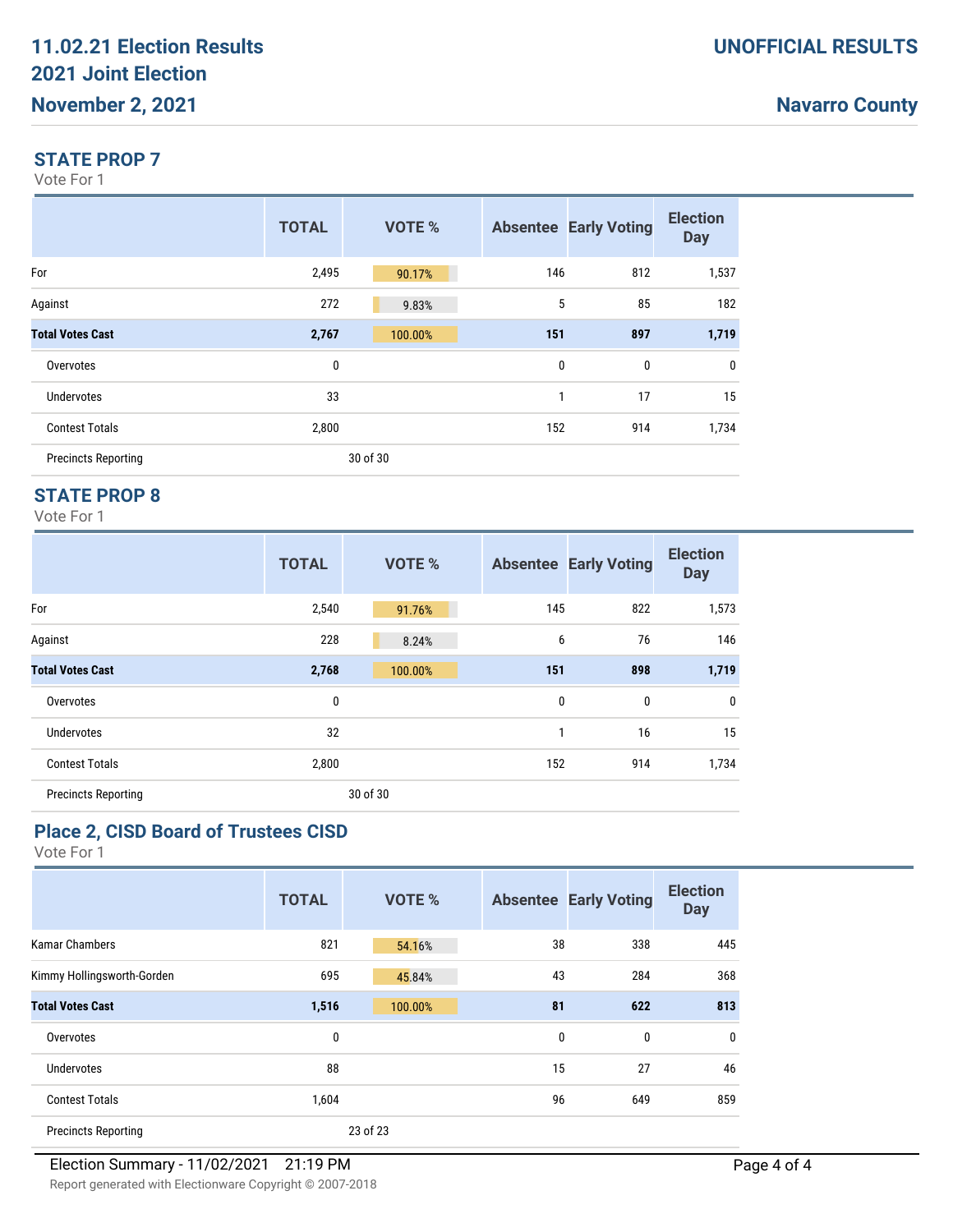# 11.02.21 Election Results
# 2021 Joint Election
# November 2, 2021

**UNOFFICIAL RESULTS**

**Navarro County**

## STATE PROP 7

Vote For 1

| | TOTAL | VOTE % | Absentee | Early Voting | Election Day |
|---|---|---|---|---|---|
| For | 2,495 | 90.17% | 146 | 812 | 1,537 |
| Against | 272 | 9.83% | 5 | 85 | 182 |
| **Total Votes Cast** | **2,767** | **100.00%** | **151** | **897** | **1,719** |
| Overvotes | 0 | | 0 | 0 | 0 |
| Undervotes | 33 | | 1 | 17 | 15 |
| Contest Totals | 2,800 | | 152 | 914 | 1,734 |
| Precincts Reporting | | 30 of 30 | | | |

## STATE PROP 8

Vote For 1

| | TOTAL | VOTE % | Absentee | Early Voting | Election Day |
|---|---|---|---|---|---|
| For | 2,540 | 91.76% | 145 | 822 | 1,573 |
| Against | 228 | 8.24% | 6 | 76 | 146 |
| **Total Votes Cast** | **2,768** | **100.00%** | **151** | **898** | **1,719** |
| Overvotes | 0 | | 0 | 0 | 0 |
| Undervotes | 32 | | 1 | 16 | 15 |
| Contest Totals | 2,800 | | 152 | 914 | 1,734 |
| Precincts Reporting | | 30 of 30 | | | |

## Place 2, CISD Board of Trustees CISD

Vote For 1

| | TOTAL | VOTE % | Absentee | Early Voting | Election Day |
|---|---|---|---|---|---|
| Kamar Chambers | 821 | 54.16% | 38 | 338 | 445 |
| Kimmy Hollingsworth-Gorden | 695 | 45.84% | 43 | 284 | 368 |
| **Total Votes Cast** | **1,516** | **100.00%** | **81** | **622** | **813** |
| Overvotes | 0 | | 0 | 0 | 0 |
| Undervotes | 88 | | 15 | 27 | 46 |
| Contest Totals | 1,604 | | 96 | 649 | 859 |
| Precincts Reporting | | 23 of 23 | | | |

Election Summary - 11/02/2021 21:19 PM

Report generated with Electionware Copyright © 2007-2018